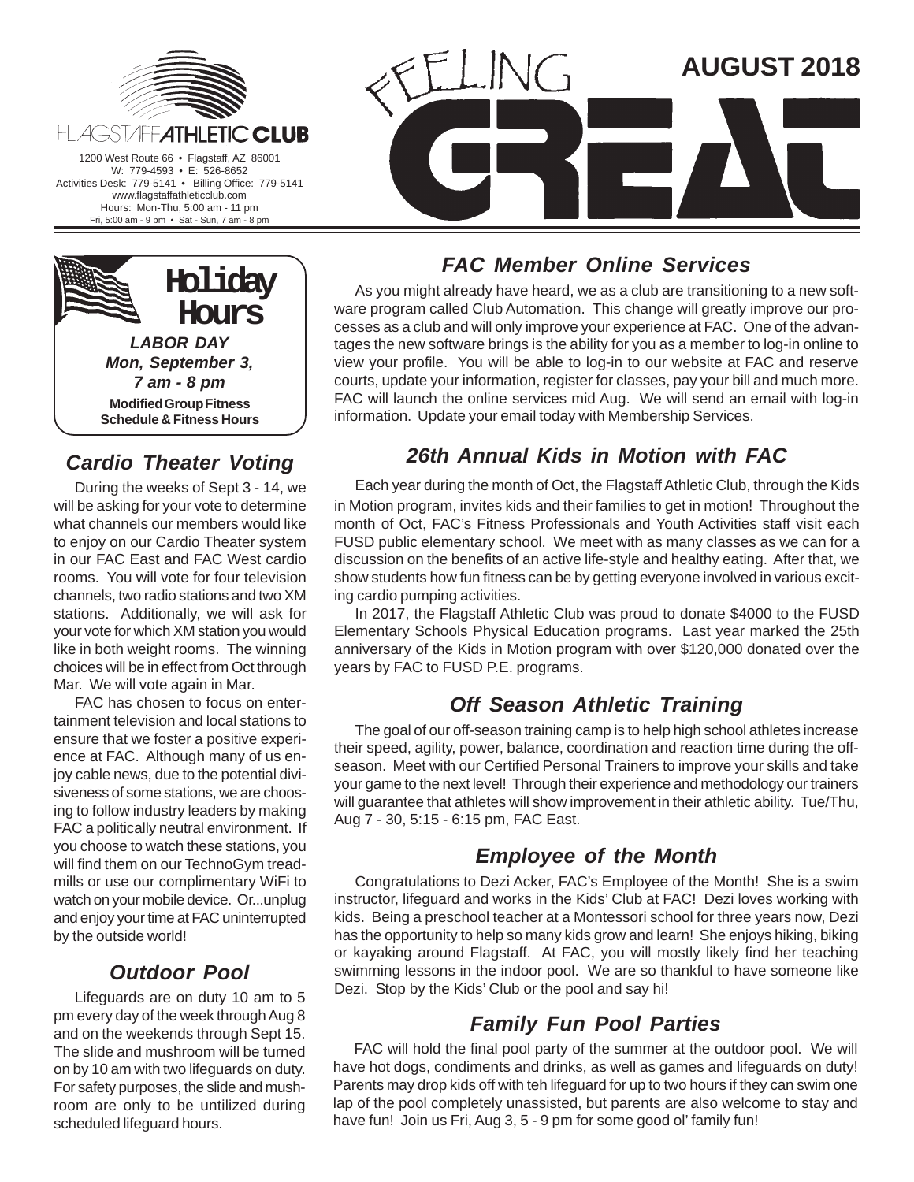FLAGSTAFF **ATHLETIC CLUB**

1200 West Route 66 • Flagstaff, AZ 86001
W: 779-4593 • E: 526-8652
Activities Desk: 779-5141 • Billing Office: 779-5141
www.flagstaffathleticclub.com
Hours: Mon-Thu, 5:00 am - 11 pm
Fri, 5:00 am - 9 pm • Sat - Sun, 7 am - 8 pm

# FEELING GREAT

**AUGUST 2018**

## Holiday Hours

***LABOR DAY***
***Mon, September 3,***
***7 am - 8 pm***
**Modified Group Fitness Schedule & Fitness Hours**

## *Cardio Theater Voting*

During the weeks of Sept 3 - 14, we will be asking for your vote to determine what channels our members would like to enjoy on our Cardio Theater system in our FAC East and FAC West cardio rooms. You will vote for four television channels, two radio stations and two XM stations. Additionally, we will ask for your vote for which XM station you would like in both weight rooms. The winning choices will be in effect from Oct through Mar. We will vote again in Mar.

FAC has chosen to focus on entertainment television and local stations to ensure that we foster a positive experience at FAC. Although many of us enjoy cable news, due to the potential divisiveness of some stations, we are choosing to follow industry leaders by making FAC a politically neutral environment. If you choose to watch these stations, you will find them on our TechnoGym treadmills or use our complimentary WiFi to watch on your mobile device. Or...unplug and enjoy your time at FAC uninterrupted by the outside world!

## *Outdoor Pool*

Lifeguards are on duty 10 am to 5 pm every day of the week through Aug 8 and on the weekends through Sept 15. The slide and mushroom will be turned on by 10 am with two lifeguards on duty. For safety purposes, the slide and mushroom are only to be untilized during scheduled lifeguard hours.

## *FAC Member Online Services*

As you might already have heard, we as a club are transitioning to a new software program called Club Automation. This change will greatly improve our processes as a club and will only improve your experience at FAC. One of the advantages the new software brings is the ability for you as a member to log-in online to view your profile. You will be able to log-in to our website at FAC and reserve courts, update your information, register for classes, pay your bill and much more. FAC will launch the online services mid Aug. We will send an email with log-in information. Update your email today with Membership Services.

## *26th Annual Kids in Motion with FAC*

Each year during the month of Oct, the Flagstaff Athletic Club, through the Kids in Motion program, invites kids and their families to get in motion! Throughout the month of Oct, FAC's Fitness Professionals and Youth Activities staff visit each FUSD public elementary school. We meet with as many classes as we can for a discussion on the benefits of an active life-style and healthy eating. After that, we show students how fun fitness can be by getting everyone involved in various exciting cardio pumping activities.

In 2017, the Flagstaff Athletic Club was proud to donate $4000 to the FUSD Elementary Schools Physical Education programs. Last year marked the 25th anniversary of the Kids in Motion program with over $120,000 donated over the years by FAC to FUSD P.E. programs.

## *Off Season Athletic Training*

The goal of our off-season training camp is to help high school athletes increase their speed, agility, power, balance, coordination and reaction time during the off-season. Meet with our Certified Personal Trainers to improve your skills and take your game to the next level! Through their experience and methodology our trainers will guarantee that athletes will show improvement in their athletic ability. Tue/Thu, Aug 7 - 30, 5:15 - 6:15 pm, FAC East.

## *Employee of the Month*

Congratulations to Dezi Acker, FAC's Employee of the Month! She is a swim instructor, lifeguard and works in the Kids' Club at FAC! Dezi loves working with kids. Being a preschool teacher at a Montessori school for three years now, Dezi has the opportunity to help so many kids grow and learn! She enjoys hiking, biking or kayaking around Flagstaff. At FAC, you will mostly likely find her teaching swimming lessons in the indoor pool. We are so thankful to have someone like Dezi. Stop by the Kids' Club or the pool and say hi!

## *Family Fun Pool Parties*

FAC will hold the final pool party of the summer at the outdoor pool. We will have hot dogs, condiments and drinks, as well as games and lifeguards on duty! Parents may drop kids off with teh lifeguard for up to two hours if they can swim one lap of the pool completely unassisted, but parents are also welcome to stay and have fun! Join us Fri, Aug 3, 5 - 9 pm for some good ol' family fun!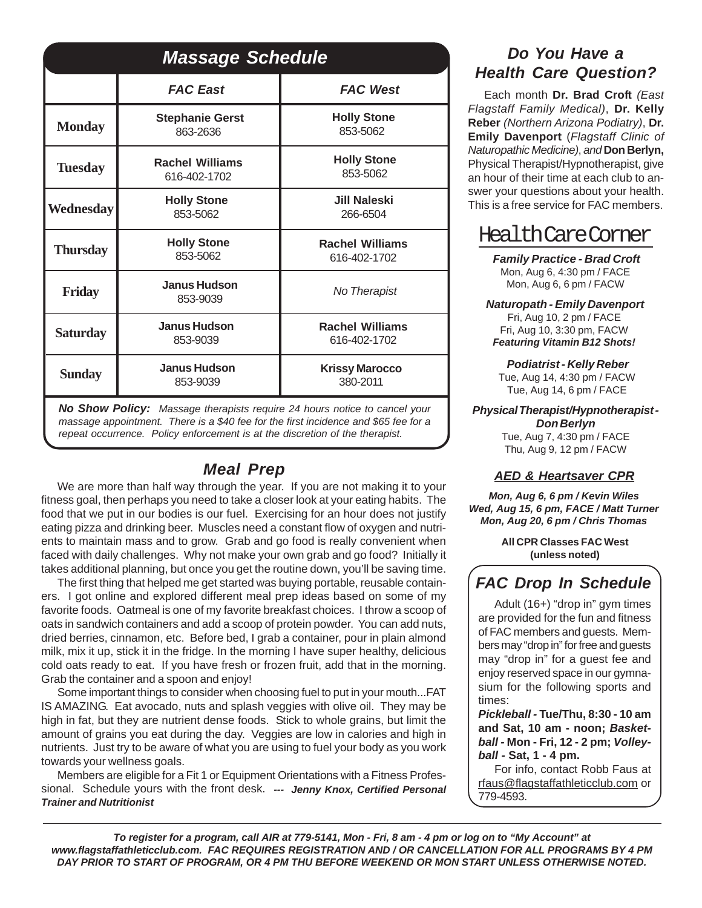## Massage Schedule

| | FAC East | FAC West |
|---|---|---|
| **Monday** | **Stephanie Gerst** 863-2636 | **Holly Stone** 853-5062 |
| **Tuesday** | **Rachel Williams** 616-402-1702 | **Holly Stone** 853-5062 |
| **Wednesday** | **Holly Stone** 853-5062 | **Jill Naleski** 266-6504 |
| **Thursday** | **Holly Stone** 853-5062 | **Rachel Williams** 616-402-1702 |
| **Friday** | **Janus Hudson** 853-9039 | *No Therapist* |
| **Saturday** | **Janus Hudson** 853-9039 | **Rachel Williams** 616-402-1702 |
| **Sunday** | **Janus Hudson** 853-9039 | **Krissy Marocco** 380-2011 |

***No Show Policy:*** *Massage therapists require 24 hours notice to cancel your massage appointment. There is a $40 fee for the first incidence and $65 fee for a repeat occurrence. Policy enforcement is at the discretion of the therapist.*

## Meal Prep

We are more than half way through the year. If you are not making it to your fitness goal, then perhaps you need to take a closer look at your eating habits. The food that we put in our bodies is our fuel. Exercising for an hour does not justify eating pizza and drinking beer. Muscles need a constant flow of oxygen and nutrients to maintain mass and to grow. Grab and go food is really convenient when faced with daily challenges. Why not make your own grab and go food? Initially it takes additional planning, but once you get the routine down, you'll be saving time.

The first thing that helped me get started was buying portable, reusable containers. I got online and explored different meal prep ideas based on some of my favorite foods. Oatmeal is one of my favorite breakfast choices. I throw a scoop of oats in sandwich containers and add a scoop of protein powder. You can add nuts, dried berries, cinnamon, etc. Before bed, I grab a container, pour in plain almond milk, mix it up, stick it in the fridge. In the morning I have super healthy, delicious cold oats ready to eat. If you have fresh or frozen fruit, add that in the morning. Grab the container and a spoon and enjoy!

Some important things to consider when choosing fuel to put in your mouth...FAT IS AMAZING. Eat avocado, nuts and splash veggies with olive oil. They may be high in fat, but they are nutrient dense foods. Stick to whole grains, but limit the amount of grains you eat during the day. Veggies are low in calories and high in nutrients. Just try to be aware of what you are using to fuel your body as you work towards your wellness goals.

Members are eligible for a Fit 1 or Equipment Orientations with a Fitness Professional. Schedule yours with the front desk. ***--- Jenny Knox, Certified Personal Trainer and Nutritionist***

## Do You Have a Health Care Question?

Each month **Dr. Brad Croft** *(East Flagstaff Family Medical)*, **Dr. Kelly Reber** *(Northern Arizona Podiatry)*, **Dr. Emily Davenport** (*Flagstaff Clinic of Naturopathic Medicine)*, *and* **Don Berlyn,** Physical Therapist/Hypnotherapist, give an hour of their time at each club to answer your questions about your health. This is a free service for FAC members.

## Health Care Corner

***Family Practice - Brad Croft***
Mon, Aug 6, 4:30 pm / FACE
Mon, Aug 6, 6 pm / FACW

***Naturopath - Emily Davenport***
Fri, Aug 10, 2 pm / FACE
Fri, Aug 10, 3:30 pm, FACW
***Featuring Vitamin B12 Shots!***

***Podiatrist - Kelly Reber***
Tue, Aug 14, 4:30 pm / FACW
Tue, Aug 14, 6 pm / FACE

***Physical Therapist/Hypnotherapist - Don Berlyn***
Tue, Aug 7, 4:30 pm / FACE
Thu, Aug 9, 12 pm / FACW

### AED & Heartsaver CPR

***Mon, Aug 6, 6 pm / Kevin Wiles***
***Wed, Aug 15, 6 pm, FACE / Matt Turner***
***Mon, Aug 20, 6 pm / Chris Thomas***

**All CPR Classes FAC West (unless noted)**

## FAC Drop In Schedule

Adult (16+) "drop in" gym times are provided for the fun and fitness of FAC members and guests. Members may "drop in" for free and guests may "drop in" for a guest fee and enjoy reserved space in our gymnasium for the following sports and times:

***Pickleball* - Tue/Thu, 8:30 - 10 am and Sat, 10 am - noon; *Basketball* - Mon - Fri, 12 - 2 pm; *Volleyball* - Sat, 1 - 4 pm.**

For info, contact Robb Faus at rfaus@flagstaffathleticclub.com or 779-4593.

***To register for a program, call AIR at 779-5141, Mon - Fri, 8 am - 4 pm or log on to "My Account" at www.flagstaffathleticclub.com. FAC REQUIRES REGISTRATION AND / OR CANCELLATION FOR ALL PROGRAMS BY 4 PM DAY PRIOR TO START OF PROGRAM, OR 4 PM THU BEFORE WEEKEND OR MON START UNLESS OTHERWISE NOTED.***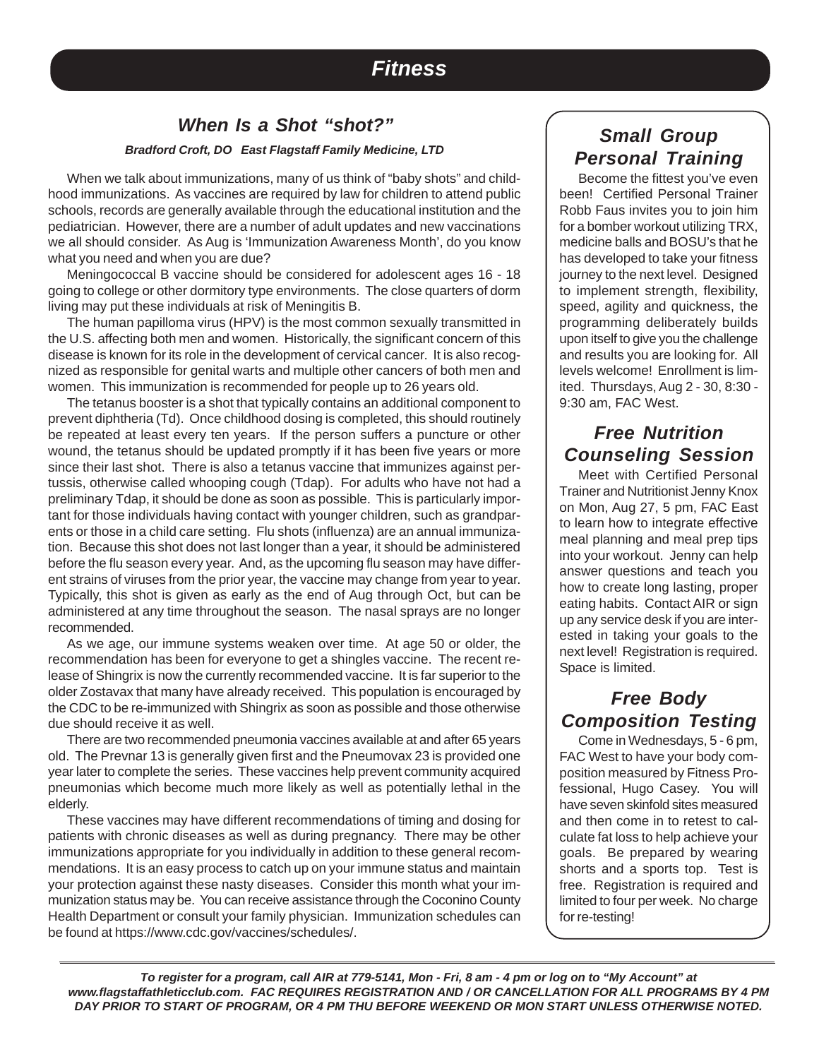# *Fitness*

## *When Is a Shot "shot?"*

***Bradford Croft, DO   East Flagstaff Family Medicine, LTD***

When we talk about immunizations, many of us think of "baby shots" and childhood immunizations. As vaccines are required by law for children to attend public schools, records are generally available through the educational institution and the pediatrician. However, there are a number of adult updates and new vaccinations we all should consider. As Aug is 'Immunization Awareness Month', do you know what you need and when you are due?

Meningococcal B vaccine should be considered for adolescent ages 16 - 18 going to college or other dormitory type environments. The close quarters of dorm living may put these individuals at risk of Meningitis B.

The human papilloma virus (HPV) is the most common sexually transmitted in the U.S. affecting both men and women. Historically, the significant concern of this disease is known for its role in the development of cervical cancer. It is also recognized as responsible for genital warts and multiple other cancers of both men and women. This immunization is recommended for people up to 26 years old.

The tetanus booster is a shot that typically contains an additional component to prevent diphtheria (Td). Once childhood dosing is completed, this should routinely be repeated at least every ten years. If the person suffers a puncture or other wound, the tetanus should be updated promptly if it has been five years or more since their last shot. There is also a tetanus vaccine that immunizes against pertussis, otherwise called whooping cough (Tdap). For adults who have not had a preliminary Tdap, it should be done as soon as possible. This is particularly important for those individuals having contact with younger children, such as grandparents or those in a child care setting. Flu shots (influenza) are an annual immunization. Because this shot does not last longer than a year, it should be administered before the flu season every year. And, as the upcoming flu season may have different strains of viruses from the prior year, the vaccine may change from year to year. Typically, this shot is given as early as the end of Aug through Oct, but can be administered at any time throughout the season. The nasal sprays are no longer recommended.

As we age, our immune systems weaken over time. At age 50 or older, the recommendation has been for everyone to get a shingles vaccine. The recent release of Shingrix is now the currently recommended vaccine. It is far superior to the older Zostavax that many have already received. This population is encouraged by the CDC to be re-immunized with Shingrix as soon as possible and those otherwise due should receive it as well.

There are two recommended pneumonia vaccines available at and after 65 years old. The Prevnar 13 is generally given first and the Pneumovax 23 is provided one year later to complete the series. These vaccines help prevent community acquired pneumonias which become much more likely as well as potentially lethal in the elderly.

These vaccines may have different recommendations of timing and dosing for patients with chronic diseases as well as during pregnancy. There may be other immunizations appropriate for you individually in addition to these general recommendations. It is an easy process to catch up on your immune status and maintain your protection against these nasty diseases. Consider this month what your immunization status may be. You can receive assistance through the Coconino County Health Department or consult your family physician. Immunization schedules can be found at https://www.cdc.gov/vaccines/schedules/.

## *Small Group Personal Training*

Become the fittest you've even been! Certified Personal Trainer Robb Faus invites you to join him for a bomber workout utilizing TRX, medicine balls and BOSU's that he has developed to take your fitness journey to the next level. Designed to implement strength, flexibility, speed, agility and quickness, the programming deliberately builds upon itself to give you the challenge and results you are looking for. All levels welcome! Enrollment is limited. Thursdays, Aug 2 - 30, 8:30 - 9:30 am, FAC West.

## *Free Nutrition Counseling Session*

Meet with Certified Personal Trainer and Nutritionist Jenny Knox on Mon, Aug 27, 5 pm, FAC East to learn how to integrate effective meal planning and meal prep tips into your workout. Jenny can help answer questions and teach you how to create long lasting, proper eating habits. Contact AIR or sign up any service desk if you are interested in taking your goals to the next level! Registration is required. Space is limited.

## *Free Body Composition Testing*

Come in Wednesdays, 5 - 6 pm, FAC West to have your body composition measured by Fitness Professional, Hugo Casey. You will have seven skinfold sites measured and then come in to retest to calculate fat loss to help achieve your goals. Be prepared by wearing shorts and a sports top. Test is free. Registration is required and limited to four per week. No charge for re-testing!

***To register for a program, call AIR at 779-5141, Mon - Fri, 8 am - 4 pm or log on to "My Account" at www.flagstaffathleticclub.com. FAC REQUIRES REGISTRATION AND / OR CANCELLATION FOR ALL PROGRAMS BY 4 PM DAY PRIOR TO START OF PROGRAM, OR 4 PM THU BEFORE WEEKEND OR MON START UNLESS OTHERWISE NOTED.***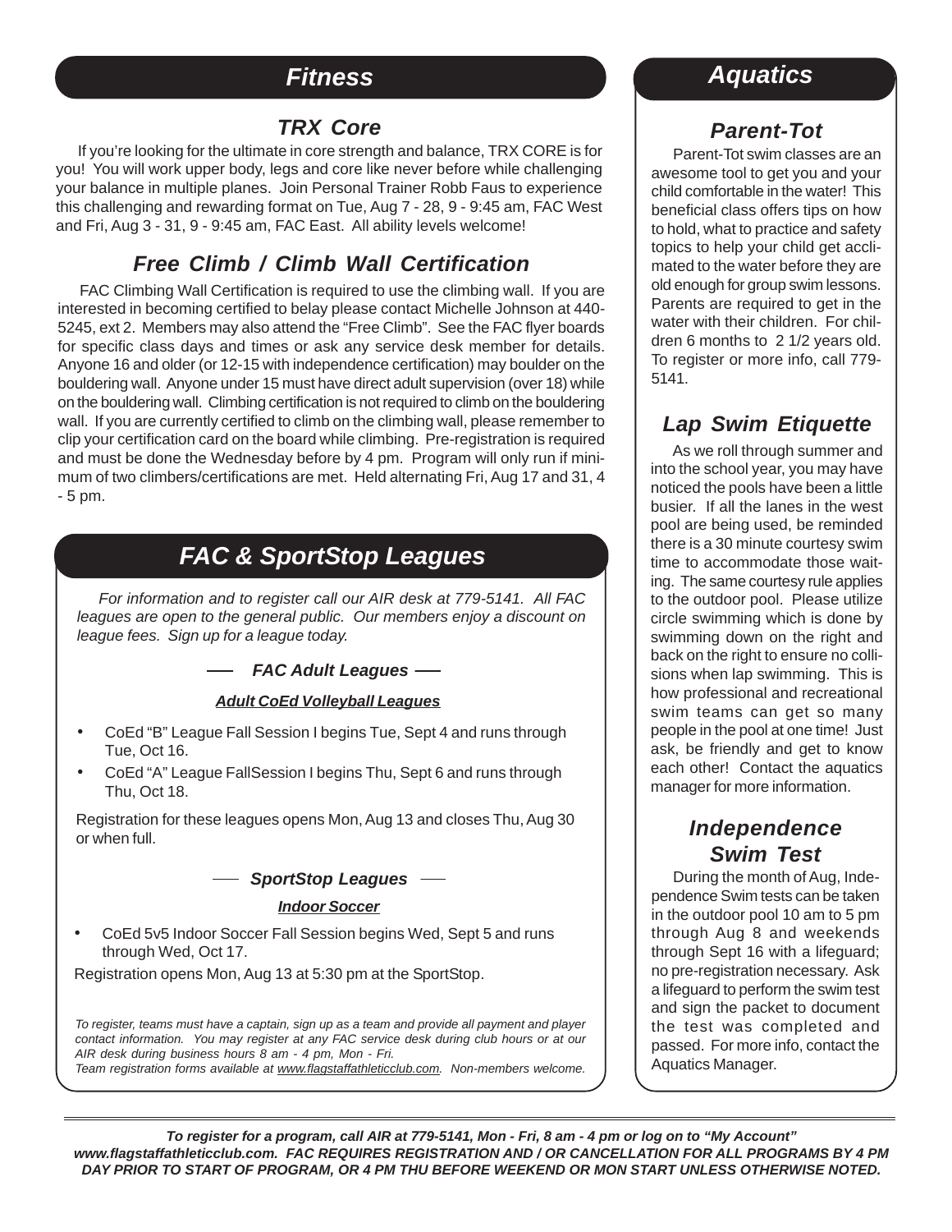## Fitness

### TRX Core

If you're looking for the ultimate in core strength and balance, TRX CORE is for you! You will work upper body, legs and core like never before while challenging your balance in multiple planes. Join Personal Trainer Robb Faus to experience this challenging and rewarding format on Tue, Aug 7 - 28, 9 - 9:45 am, FAC West and Fri, Aug 3 - 31, 9 - 9:45 am, FAC East. All ability levels welcome!

### Free Climb / Climb Wall Certification

FAC Climbing Wall Certification is required to use the climbing wall. If you are interested in becoming certified to belay please contact Michelle Johnson at 440-5245, ext 2. Members may also attend the "Free Climb". See the FAC flyer boards for specific class days and times or ask any service desk member for details. Anyone 16 and older (or 12-15 with independence certification) may boulder on the bouldering wall. Anyone under 15 must have direct adult supervision (over 18) while on the bouldering wall. Climbing certification is not required to climb on the bouldering wall. If you are currently certified to climb on the climbing wall, please remember to clip your certification card on the board while climbing. Pre-registration is required and must be done the Wednesday before by 4 pm. Program will only run if minimum of two climbers/certifications are met. Held alternating Fri, Aug 17 and 31, 4 - 5 pm.

## FAC & SportStop Leagues

*For information and to register call our AIR desk at 779-5141. All FAC leagues are open to the general public. Our members enjoy a discount on league fees. Sign up for a league today.*

### FAC Adult Leagues

**Adult CoEd Volleyball Leagues**

- CoEd "B" League Fall Session I begins Tue, Sept 4 and runs through Tue, Oct 16.
- CoEd "A" League FallSession I begins Thu, Sept 6 and runs through Thu, Oct 18.

Registration for these leagues opens Mon, Aug 13 and closes Thu, Aug 30 or when full.

### SportStop Leagues

**Indoor Soccer**

- CoEd 5v5 Indoor Soccer Fall Session begins Wed, Sept 5 and runs through Wed, Oct 17.

Registration opens Mon, Aug 13 at 5:30 pm at the SportStop.

*To register, teams must have a captain, sign up as a team and provide all payment and player contact information. You may register at any FAC service desk during club hours or at our AIR desk during business hours 8 am - 4 pm, Mon - Fri.*
*Team registration forms available at www.flagstaffathleticclub.com. Non-members welcome.*

## Aquatics

### Parent-Tot

Parent-Tot swim classes are an awesome tool to get you and your child comfortable in the water! This beneficial class offers tips on how to hold, what to practice and safety topics to help your child get acclimated to the water before they are old enough for group swim lessons. Parents are required to get in the water with their children. For children 6 months to 2 1/2 years old. To register or more info, call 779-5141.

### Lap Swim Etiquette

As we roll through summer and into the school year, you may have noticed the pools have been a little busier. If all the lanes in the west pool are being used, be reminded there is a 30 minute courtesy swim time to accommodate those waiting. The same courtesy rule applies to the outdoor pool. Please utilize circle swimming which is done by swimming down on the right and back on the right to ensure no collisions when lap swimming. This is how professional and recreational swim teams can get so many people in the pool at one time! Just ask, be friendly and get to know each other! Contact the aquatics manager for more information.

### Independence Swim Test

During the month of Aug, Independence Swim tests can be taken in the outdoor pool 10 am to 5 pm through Aug 8 and weekends through Sept 16 with a lifeguard; no pre-registration necessary. Ask a lifeguard to perform the swim test and sign the packet to document the test was completed and passed. For more info, contact the Aquatics Manager.

---

***To register for a program, call AIR at 779-5141, Mon - Fri, 8 am - 4 pm or log on to "My Account" www.flagstaffathleticclub.com. FAC REQUIRES REGISTRATION AND / OR CANCELLATION FOR ALL PROGRAMS BY 4 PM DAY PRIOR TO START OF PROGRAM, OR 4 PM THU BEFORE WEEKEND OR MON START UNLESS OTHERWISE NOTED.***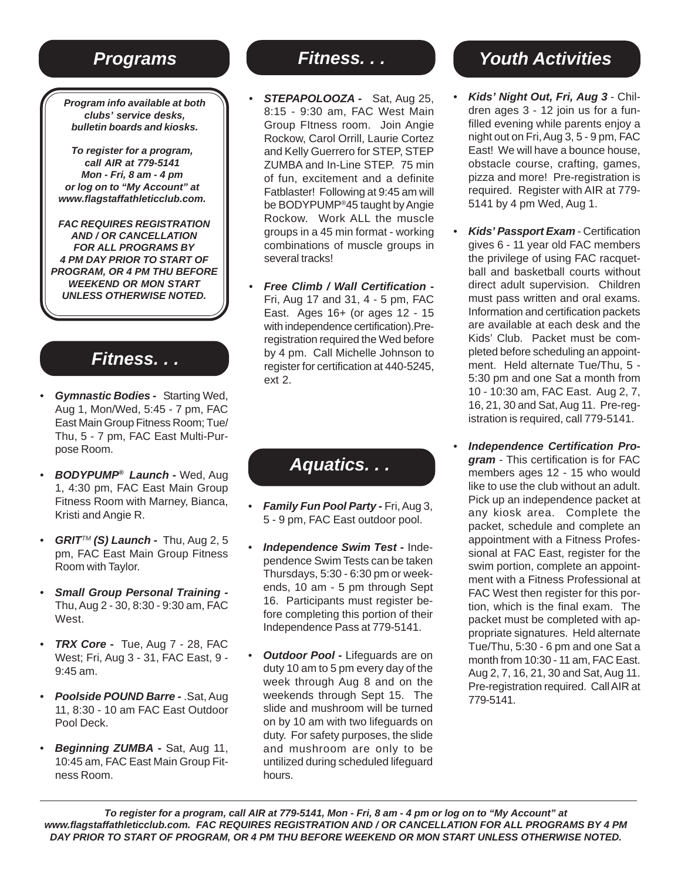## Programs

***Program info available at both clubs' service desks, bulletin boards and kiosks.***

***To register for a program, call AIR at 779-5141 Mon - Fri, 8 am - 4 pm or log on to "My Account" at www.flagstaffathleticclub.com.***

***FAC REQUIRES REGISTRATION AND / OR CANCELLATION FOR ALL PROGRAMS BY 4 PM DAY PRIOR TO START OF PROGRAM, OR 4 PM THU BEFORE WEEKEND OR MON START UNLESS OTHERWISE NOTED.***

## Fitness. . .

- ***Gymnastic Bodies -*** Starting Wed, Aug 1, Mon/Wed, 5:45 - 7 pm, FAC East Main Group Fitness Room; Tue/Thu, 5 - 7 pm, FAC East Multi-Purpose Room.
- ***BODYPUMP® Launch -*** Wed, Aug 1, 4:30 pm, FAC East Main Group Fitness Room with Marney, Bianca, Kristi and Angie R.
- ***GRIT™ (S) Launch -*** Thu, Aug 2, 5 pm, FAC East Main Group Fitness Room with Taylor.
- ***Small Group Personal Training -*** Thu, Aug 2 - 30, 8:30 - 9:30 am, FAC West.
- ***TRX Core -*** Tue, Aug 7 - 28, FAC West; Fri, Aug 3 - 31, FAC East, 9 - 9:45 am.
- ***Poolside POUND Barre -*** .Sat, Aug 11, 8:30 - 10 am FAC East Outdoor Pool Deck.
- ***Beginning ZUMBA -*** Sat, Aug 11, 10:45 am, FAC East Main Group Fitness Room.

## Fitness. . .

- ***STEPAPOLOOZA -*** Sat, Aug 25, 8:15 - 9:30 am, FAC West Main Group FItness room. Join Angie Rockow, Carol Orrill, Laurie Cortez and Kelly Guerrero for STEP, STEP ZUMBA and In-Line STEP. 75 min of fun, excitement and a definite Fatblaster! Following at 9:45 am will be BODYPUMP®45 taught by Angie Rockow. Work ALL the muscle groups in a 45 min format - working combinations of muscle groups in several tracks!
- ***Free Climb / Wall Certification -*** Fri, Aug 17 and 31, 4 - 5 pm, FAC East. Ages 16+ (or ages 12 - 15 with independence certification).Pre-registration required the Wed before by 4 pm. Call Michelle Johnson to register for certification at 440-5245, ext 2.

## Aquatics. . .

- ***Family Fun Pool Party -*** Fri, Aug 3, 5 - 9 pm, FAC East outdoor pool.
- ***Independence Swim Test -*** Independence Swim Tests can be taken Thursdays, 5:30 - 6:30 pm or weekends, 10 am - 5 pm through Sept 16. Participants must register before completing this portion of their Independence Pass at 779-5141.
- ***Outdoor Pool -*** Lifeguards are on duty 10 am to 5 pm every day of the week through Aug 8 and on the weekends through Sept 15. The slide and mushroom will be turned on by 10 am with two lifeguards on duty. For safety purposes, the slide and mushroom are only to be untilized during scheduled lifeguard hours.

## Youth Activities

- ***Kids' Night Out, Fri, Aug 3*** - Children ages 3 - 12 join us for a fun-filled evening while parents enjoy a night out on Fri, Aug 3, 5 - 9 pm, FAC East! We will have a bounce house, obstacle course, crafting, games, pizza and more! Pre-registration is required. Register with AIR at 779-5141 by 4 pm Wed, Aug 1.
- ***Kids' Passport Exam*** - Certification gives 6 - 11 year old FAC members the privilege of using FAC racquetball and basketball courts without direct adult supervision. Children must pass written and oral exams. Information and certification packets are available at each desk and the Kids' Club. Packet must be completed before scheduling an appointment. Held alternate Tue/Thu, 5 - 5:30 pm and one Sat a month from 10 - 10:30 am, FAC East. Aug 2, 7, 16, 21, 30 and Sat, Aug 11. Pre-registration is required, call 779-5141.
- ***Independence Certification Program*** - This certification is for FAC members ages 12 - 15 who would like to use the club without an adult. Pick up an independence packet at any kiosk area. Complete the packet, schedule and complete an appointment with a Fitness Professional at FAC East, register for the swim portion, complete an appointment with a Fitness Professional at FAC West then register for this portion, which is the final exam. The packet must be completed with appropriate signatures. Held alternate Tue/Thu, 5:30 - 6 pm and one Sat a month from 10:30 - 11 am, FAC East. Aug 2, 7, 16, 21, 30 and Sat, Aug 11. Pre-registration required. Call AIR at 779-5141.

---

***To register for a program, call AIR at 779-5141, Mon - Fri, 8 am - 4 pm or log on to "My Account" at www.flagstaffathleticclub.com. FAC REQUIRES REGISTRATION AND / OR CANCELLATION FOR ALL PROGRAMS BY 4 PM DAY PRIOR TO START OF PROGRAM, OR 4 PM THU BEFORE WEEKEND OR MON START UNLESS OTHERWISE NOTED.***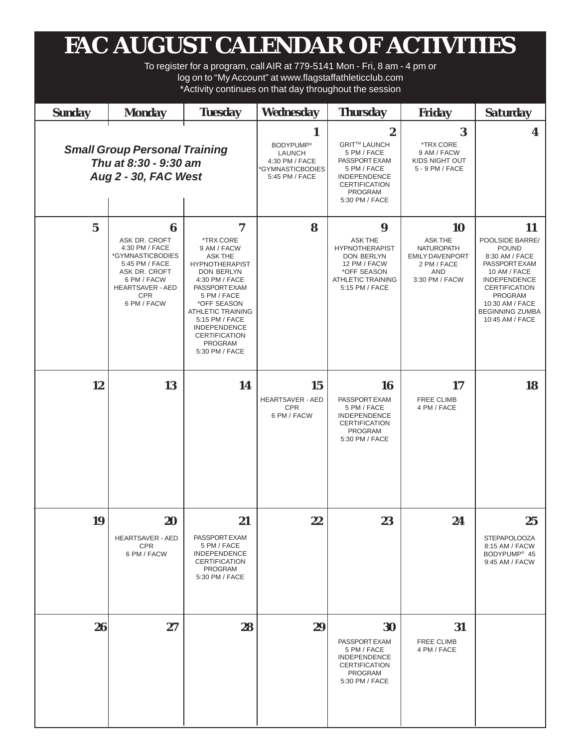# FAC AUGUST CALENDAR OF ACTIVITIES

To register for a program, call AIR at 779-5141 Mon - Fri, 8 am - 4 pm or log on to "My Account" at www.flagstaffathleticclub.com
*Activity continues on that day throughout the session

| Sunday | Monday | Tuesday | Wednesday | Thursday | Friday | Saturday |
|---|---|---|---|---|---|---|
| ***Small Group Personal Training*** ***Thu at 8:30 - 9:30 am*** ***Aug 2 - 30, FAC West*** | | | **1** BODYPUMP® LAUNCH 4:30 PM / FACE *GYMNASTICBODIES 5:45 PM / FACE | **2** GRIT™ LAUNCH 5 PM / FACE PASSPORT EXAM 5 PM / FACE INDEPENDENCE CERTIFICATION PROGRAM 5:30 PM / FACE | **3** *TRX CORE 9 AM / FACW KIDS NIGHT OUT 5 - 9 PM / FACE | **4** |
| **5** | **6** ASK DR. CROFT 4:30 PM / FACE *GYMNASTICBODIES 5:45 PM / FACE ASK DR. CROFT 6 PM / FACW HEARTSAVER - AED CPR 6 PM / FACW | **7** *TRX CORE 9 AM / FACW ASK THE HYPNOTHERAPIST DON BERLYN 4:30 PM / FACE PASSPORT EXAM 5 PM / FACE *OFF SEASON ATHLETIC TRAINING 5:15 PM / FACE INDEPENDENCE CERTIFICATION PROGRAM 5:30 PM / FACE | **8** | **9** ASK THE HYPNOTHERAPIST DON BERLYN 12 PM / FACW *OFF SEASON ATHLETIC TRAINING 5:15 PM / FACE | **10** ASK THE NATUROPATH EMILY DAVENPORT 2 PM / FACE AND 3:30 PM / FACW | **11** POOLSIDE BARRE/ POUND 8:30 AM / FACE PASSPORT EXAM 10 AM / FACE INDEPENDENCE CERTIFICATION PROGRAM 10:30 AM / FACE BEGINNING ZUMBA 10:45 AM / FACE |
| **12** | **13** | **14** | **15** HEARTSAVER - AED CPR 6 PM / FACW | **16** PASSPORT EXAM 5 PM / FACE INDEPENDENCE CERTIFICATION PROGRAM 5:30 PM / FACE | **17** FREE CLIMB 4 PM / FACE | **18** |
| **19** | **20** HEARTSAVER - AED CPR 6 PM / FACW | **21** PASSPORT EXAM 5 PM / FACE INDEPENDENCE CERTIFICATION PROGRAM 5:30 PM / FACE | **22** | **23** | **24** | **25** STEPAPOLOOZA 8:15 AM / FACW BODYPUMP® 45 9:45 AM / FACW |
| **26** | **27** | **28** | **29** | **30** PASSPORT EXAM 5 PM / FACE INDEPENDENCE CERTIFICATION PROGRAM 5:30 PM / FACE | **31** FREE CLIMB 4 PM / FACE | |